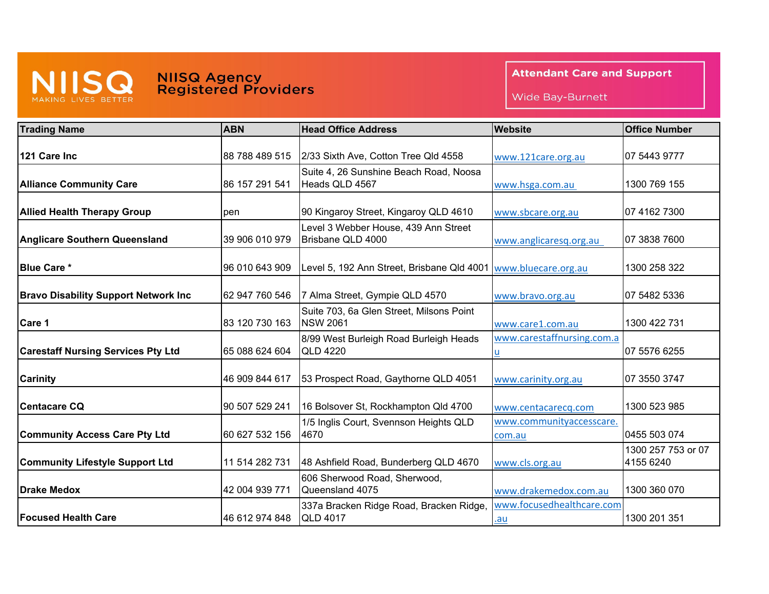# NIISQ Agency Registered Providers

NIISQ MAKING LIVES BETTER

## Attendant Care and Support

Wide Bay-Burnett

| Trading Name | ABN | Head Office Address | Website | Office Number |
|---|---|---|---|---|
| **121 Care Inc** | 88 788 489 515 | 2/33 Sixth Ave, Cotton Tree Qld 4558 | www.121care.org.au | 07 5443 9777 |
| **Alliance Community Care** | 86 157 291 541 | Suite 4, 26 Sunshine Beach Road, Noosa Heads QLD 4567 | www.hsga.com.au | 1300 769 155 |
| **Allied Health Therapy Group** | pen | 90 Kingaroy Street, Kingaroy QLD 4610 | www.sbcare.org.au | 07 4162 7300 |
| **Anglicare Southern Queensland** | 39 906 010 979 | Level 3 Webber House, 439 Ann Street Brisbane QLD 4000 | www.anglicaresq.org.au | 07 3838 7600 |
| **Blue Care *** | 96 010 643 909 | Level 5, 192 Ann Street, Brisbane Qld 4001 | www.bluecare.org.au | 1300 258 322 |
| **Bravo Disability Support Network Inc** | 62 947 760 546 | 7 Alma Street, Gympie QLD 4570 | www.bravo.org.au | 07 5482 5336 |
| **Care 1** | 83 120 730 163 | Suite 703, 6a Glen Street, Milsons Point NSW 2061 | www.care1.com.au | 1300 422 731 |
| **Carestaff Nursing Services Pty Ltd** | 65 088 624 604 | 8/99 West Burleigh Road Burleigh Heads QLD 4220 | www.carestaffnursing.com.au | 07 5576 6255 |
| **Carinity** | 46 909 844 617 | 53 Prospect Road, Gaythorne QLD 4051 | www.carinity.org.au | 07 3550 3747 |
| **Centacare CQ** | 90 507 529 241 | 16 Bolsover St, Rockhampton Qld 4700 | www.centacarecq.com | 1300 523 985 |
| **Community Access Care Pty Ltd** | 60 627 532 156 | 1/5 Inglis Court, Svennson Heights QLD 4670 | www.communityaccesscare.com.au | 0455 503 074 |
| **Community Lifestyle Support Ltd** | 11 514 282 731 | 48 Ashfield Road, Bunderberg QLD 4670 | www.cls.org.au | 1300 257 753 or 07 4155 6240 |
| **Drake Medox** | 42 004 939 771 | 606 Sherwood Road, Sherwood, Queensland 4075 | www.drakemedox.com.au | 1300 360 070 |
| **Focused Health Care** | 46 612 974 848 | 337a Bracken Ridge Road, Bracken Ridge, QLD 4017 | www.focusedhealthcare.com.au | 1300 201 351 |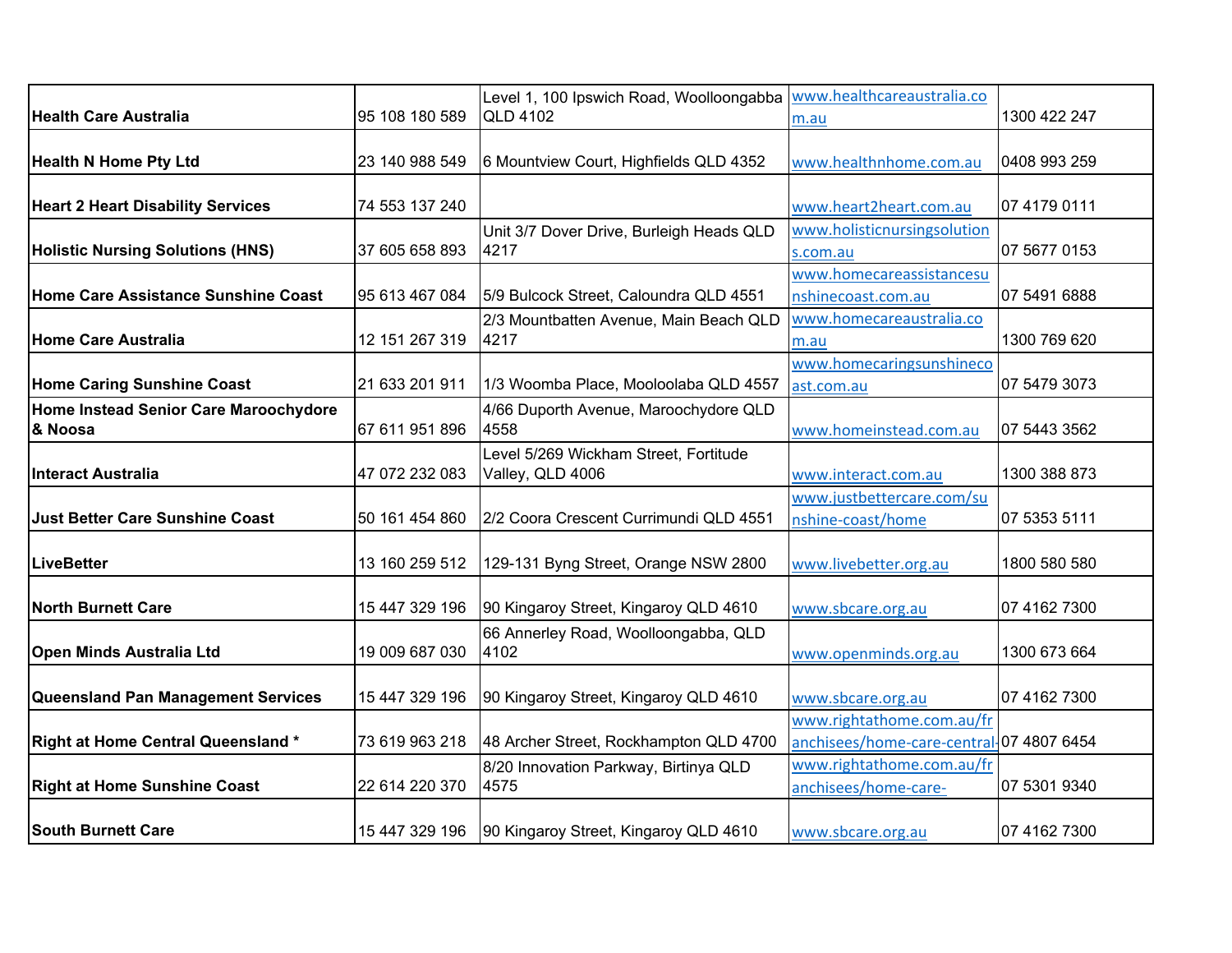| | | | | |
|---|---|---|---|---|
| **Health Care Australia** | 95 108 180 589 | Level 1, 100 Ipswich Road, Woolloongabba QLD 4102 | www.healthcareaustralia.com.au | 1300 422 247 |
| **Health N Home Pty Ltd** | 23 140 988 549 | 6 Mountview Court, Highfields QLD 4352 | www.healthnhome.com.au | 0408 993 259 |
| **Heart 2 Heart Disability Services** | 74 553 137 240 | | www.heart2heart.com.au | 07 4179 0111 |
| **Holistic Nursing Solutions (HNS)** | 37 605 658 893 | Unit 3/7 Dover Drive, Burleigh Heads QLD 4217 | www.holisticnursingsolutions.com.au | 07 5677 0153 |
| **Home Care Assistance Sunshine Coast** | 95 613 467 084 | 5/9 Bulcock Street, Caloundra QLD 4551 | www.homecareassistancesunshinecoast.com.au | 07 5491 6888 |
| **Home Care Australia** | 12 151 267 319 | 2/3 Mountbatten Avenue, Main Beach QLD 4217 | www.homecareaustralia.com.au | 1300 769 620 |
| **Home Caring Sunshine Coast** | 21 633 201 911 | 1/3 Woomba Place, Mooloolaba QLD 4557 | www.homecaringsunshinecoast.com.au | 07 5479 3073 |
| **Home Instead Senior Care Maroochydore & Noosa** | 67 611 951 896 | 4/66 Duporth Avenue, Maroochydore QLD 4558 | www.homeinstead.com.au | 07 5443 3562 |
| **Interact Australia** | 47 072 232 083 | Level 5/269 Wickham Street, Fortitude Valley, QLD 4006 | www.interact.com.au | 1300 388 873 |
| **Just Better Care Sunshine Coast** | 50 161 454 860 | 2/2 Coora Crescent Currimundi QLD 4551 | www.justbettercare.com/sunshine-coast/home | 07 5353 5111 |
| **LiveBetter** | 13 160 259 512 | 129-131 Byng Street, Orange NSW 2800 | www.livebetter.org.au | 1800 580 580 |
| **North Burnett Care** | 15 447 329 196 | 90 Kingaroy Street, Kingaroy QLD 4610 | www.sbcare.org.au | 07 4162 7300 |
| **Open Minds Australia Ltd** | 19 009 687 030 | 66 Annerley Road, Woolloongabba, QLD 4102 | www.openminds.org.au | 1300 673 664 |
| **Queensland Pan Management Services** | 15 447 329 196 | 90 Kingaroy Street, Kingaroy QLD 4610 | www.sbcare.org.au | 07 4162 7300 |
| **Right at Home Central Queensland *** | 73 619 963 218 | 48 Archer Street, Rockhampton QLD 4700 | www.rightathome.com.au/franchisees/home-care-central- | 07 4807 6454 |
| **Right at Home Sunshine Coast** | 22 614 220 370 | 8/20 Innovation Parkway, Birtinya QLD 4575 | www.rightathome.com.au/franchisees/home-care- | 07 5301 9340 |
| **South Burnett Care** | 15 447 329 196 | 90 Kingaroy Street, Kingaroy QLD 4610 | www.sbcare.org.au | 07 4162 7300 |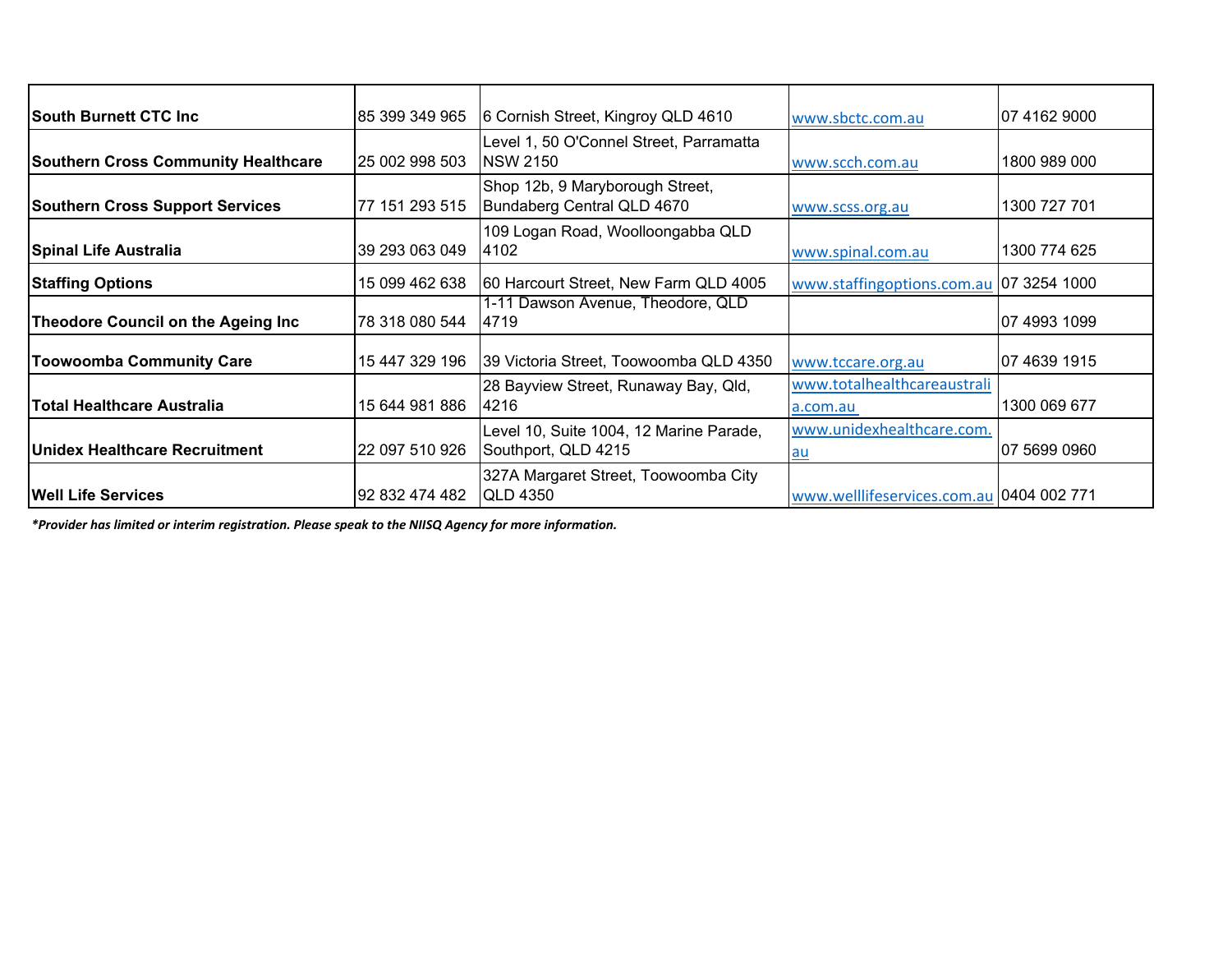| | | | | |
|---|---|---|---|---|
| **South Burnett CTC Inc** | 85 399 349 965 | 6 Cornish Street, Kingroy QLD 4610 | www.sbctc.com.au | 07 4162 9000 |
| **Southern Cross Community Healthcare** | 25 002 998 503 | Level 1, 50 O'Connel Street, Parramatta NSW 2150 | www.scch.com.au | 1800 989 000 |
| **Southern Cross Support Services** | 77 151 293 515 | Shop 12b, 9 Maryborough Street, Bundaberg Central QLD 4670 | www.scss.org.au | 1300 727 701 |
| **Spinal Life Australia** | 39 293 063 049 | 109 Logan Road, Woolloongabba QLD 4102 | www.spinal.com.au | 1300 774 625 |
| **Staffing Options** | 15 099 462 638 | 60 Harcourt Street, New Farm QLD 4005 | www.staffingoptions.com.au | 07 3254 1000 |
| **Theodore Council on the Ageing Inc** | 78 318 080 544 | 1-11 Dawson Avenue, Theodore, QLD 4719 | | 07 4993 1099 |
| **Toowoomba Community Care** | 15 447 329 196 | 39 Victoria Street, Toowoomba QLD 4350 | www.tccare.org.au | 07 4639 1915 |
| **Total Healthcare Australia** | 15 644 981 886 | 28 Bayview Street, Runaway Bay, Qld, 4216 | www.totalhealthcareaustralia.com.au | 1300 069 677 |
| **Unidex Healthcare Recruitment** | 22 097 510 926 | Level 10, Suite 1004, 12 Marine Parade, Southport, QLD 4215 | www.unidexhealthcare.com.au | 07 5699 0960 |
| **Well Life Services** | 92 832 474 482 | 327A Margaret Street, Toowoomba City QLD 4350 | www.welllifeservices.com.au | 0404 002 771 |

***Provider has limited or interim registration. Please speak to the NIISQ Agency for more information.***